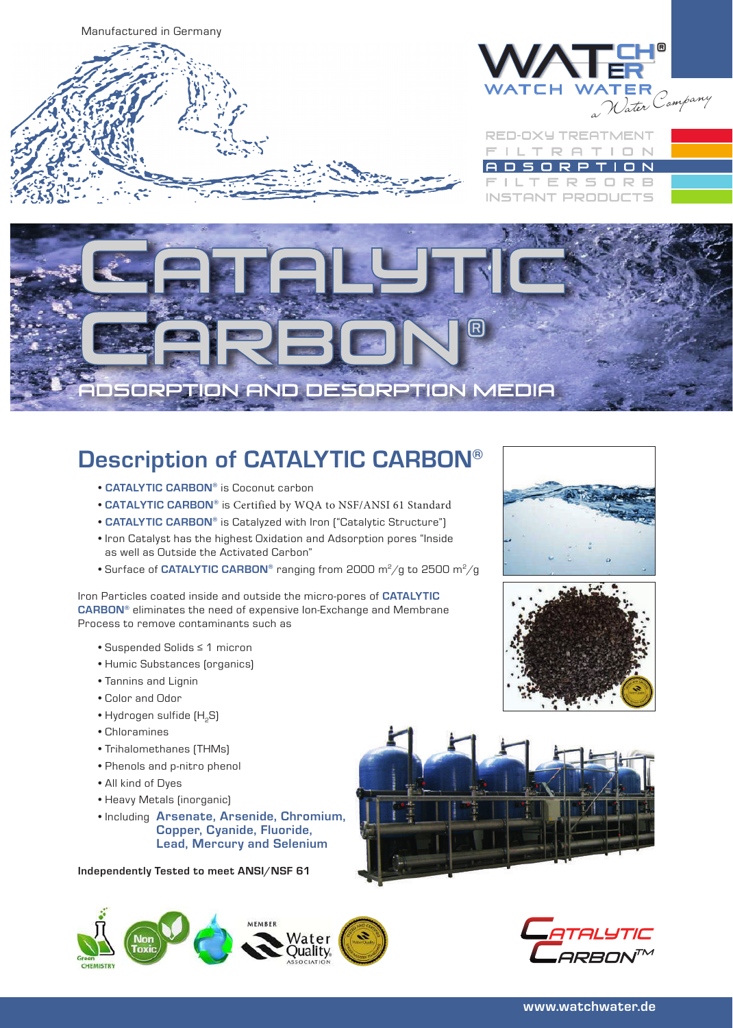Manufactured in Germany

WATCH WATER®

WATCH WATER a Water Company

RED-OXY TREATMENT
FILTRATION
ADSORPTION
FILTERSORB
INSTANT PRODUCTS

# CATALYTIC CARBON®

ADSORPTION AND DESORPTION MEDIA

## Description of CATALYTIC CARBON®

- **CATALYTIC CARBON®** is Coconut carbon
- **CATALYTIC CARBON®** is Certified by WQA to NSF/ANSI 61 Standard
- **CATALYTIC CARBON®** is Catalyzed with Iron ("Catalytic Structure")
- Iron Catalyst has the highest Oxidation and Adsorption pores "Inside as well as Outside the Activated Carbon"
- Surface of **CATALYTIC CARBON®** ranging from 2000 $m^2/g$ to 2500 $m^2/g$

Iron Particles coated inside and outside the micro-pores of **CATALYTIC CARBON®** eliminates the need of expensive Ion-Exchange and Membrane Process to remove contaminants such as

- Suspended Solids ≤ 1 micron
- Humic Substances (organics)
- Tannins and Lignin
- Color and Odor
- Hydrogen sulfide ($H_2S$)
- Chloramines
- Trihalomethanes (THMs)
- Phenols and p-nitro phenol
- All kind of Dyes
- Heavy Metals (inorganic)
- Including **Arsenate, Arsenide, Chromium, Copper, Cyanide, Fluoride, Lead, Mercury and Selenium**

**Independently Tested to meet ANSI/NSF 61**

Green CHEMISTRY · Non Toxic · MEMBER Water Quality ASSOCIATION

CATALYTIC CARBON™

www.watchwater.de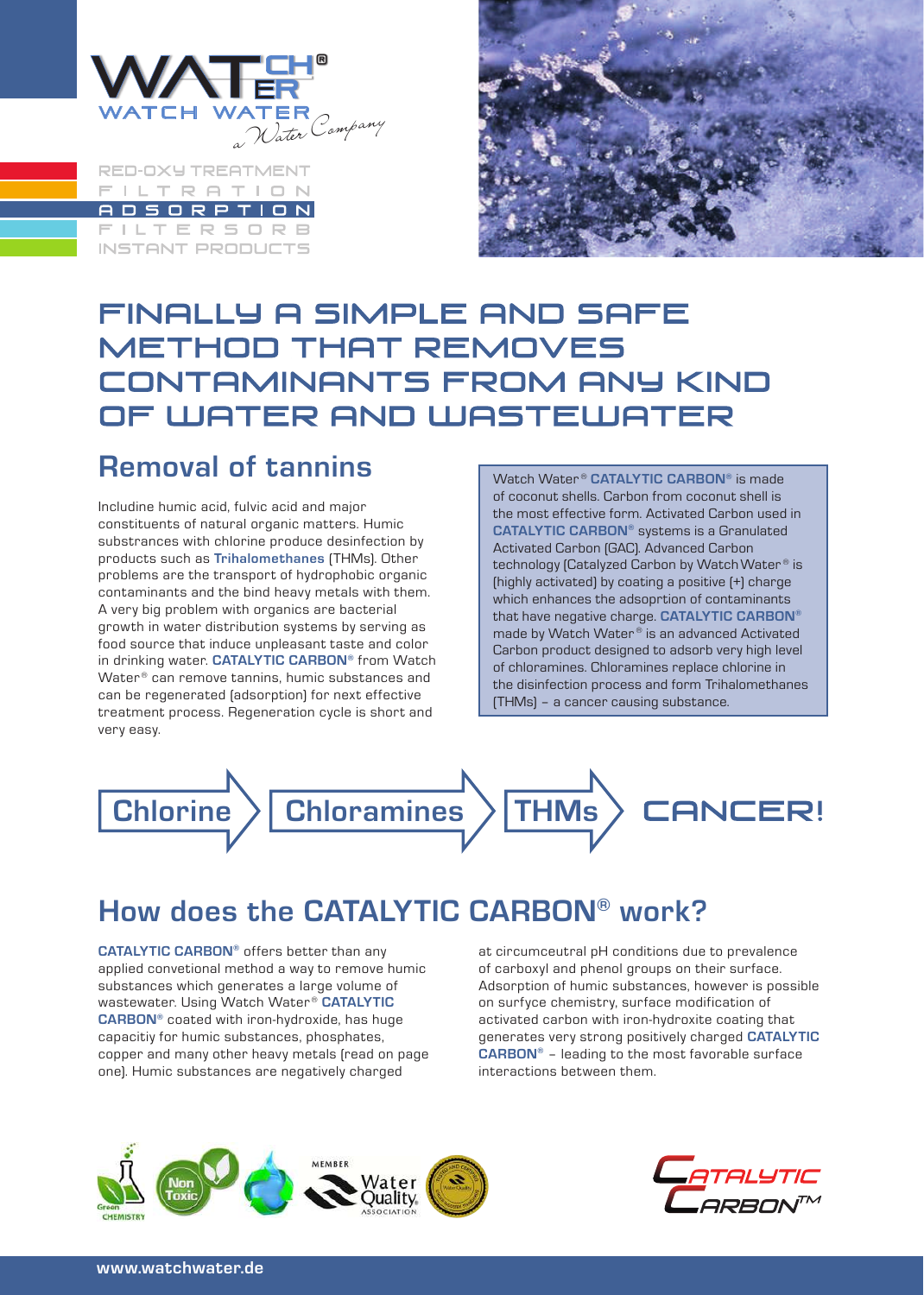WATCH WATER

a Water Company

RED-OXY TREATMENT
FILTRATION
ADSORPTION
FILTERSORB
INSTANT PRODUCTS

# FINALLY A SIMPLE AND SAFE METHOD THAT REMOVES CONTAMINANTS FROM ANY KIND OF WATER AND WASTEWATER

## Removal of tannins

Includine humic acid, fulvic acid and major constituents of natural organic matters. Humic substances with chlorine produce desinfection by products such as **Trihalomethanes** (THMs). Other problems are the transport of hydrophobic organic contaminants and the bind heavy metals with them. A very big problem with organics are bacterial growth in water distribution systems by serving as food source that induce unpleasant taste and color in drinking water. **CATALYTIC CARBON®** from Watch Water® can remove tannins, humic substances and can be regenerated (adsorption) for next effective treatment process. Regeneration cycle is short and very easy.

Watch Water® **CATALYTIC CARBON®** is made of coconut shells. Carbon from coconut shell is the most effective form. Activated Carbon used in **CATALYTIC CARBON®** systems is a Granulated Activated Carbon (GAC). Advanced Carbon technology (Catalyzed Carbon by Watch Water® is (highly activated) by coating a positive (+) charge which enhances the adsoprtion of contaminants that have negative charge. **CATALYTIC CARBON®** made by Watch Water® is an advanced Activated Carbon product designed to adsorb very high level of chloramines. Chloramines replace chlorine in the disinfection process and form Trihalomethanes (THMs) – a cancer causing substance.

Chlorine → Chloramines → THMs → CANCER!

## How does the CATALYTIC CARBON® work?

**CATALYTIC CARBON®** offers better than any applied convetional method a way to remove humic substances which generates a large volume of wastewater. Using Watch Water® **CATALYTIC CARBON®** coated with iron-hydroxide, has huge capacitiy for humic substances, phosphates, copper and many other heavy metals (read on page one). Humic substances are negatively charged at circumceutral pH conditions due to prevalence of carboxyl and phenol groups on their surface. Adsorption of humic substances, however is possible on surfyce chemistry, surface modification of activated carbon with iron-hydroxide coating that generates very strong positively charged **CATALYTIC CARBON®** – leading to the most favorable surface interactions between them.

Green CHEMISTRY · Non Toxic · MEMBER Water Quality ASSOCIATION

CATALYTIC CARBON™

www.watchwater.de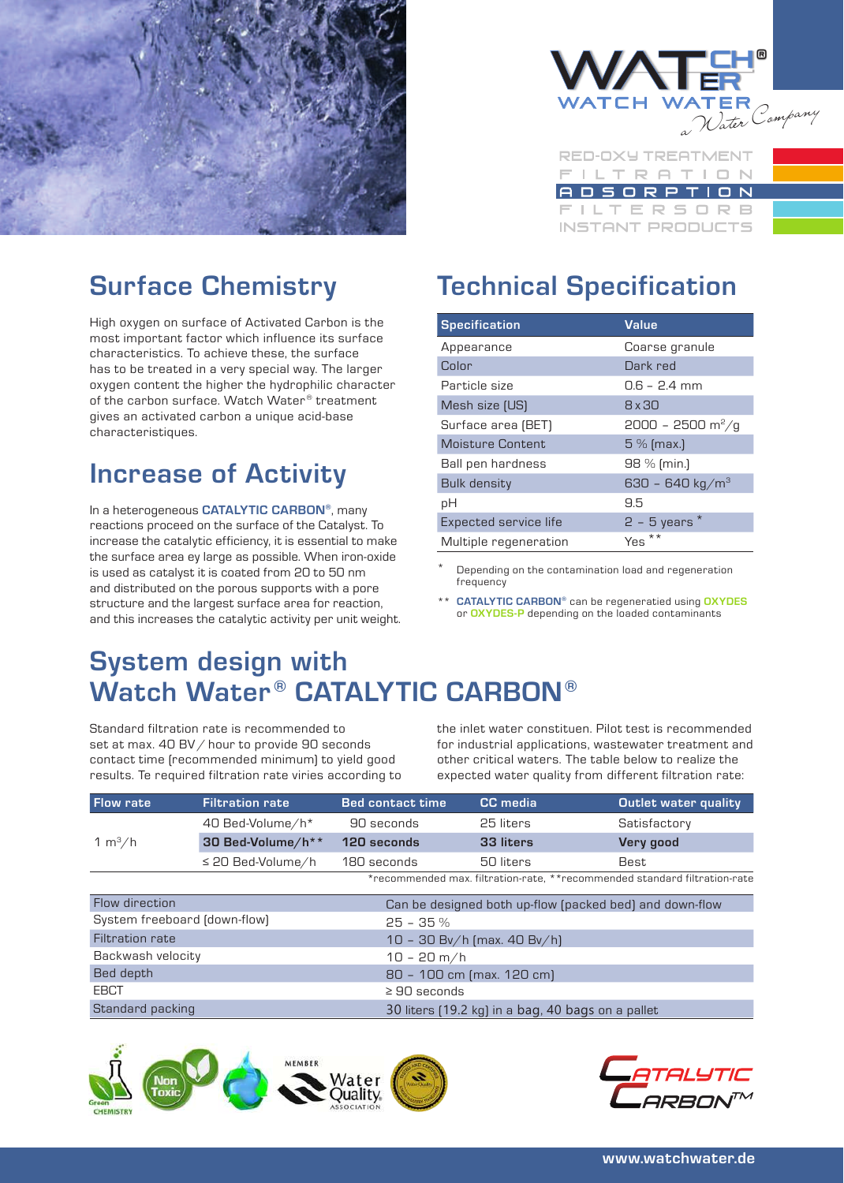WATCH WATER®

WATCH WATER a Water Company

RED-OXY TREATMENT
FILTRATION
ADSORPTION
FILTERSORB
INSTANT PRODUCTS

## Surface Chemistry

High oxygen on surface of Activated Carbon is the most important factor which influence its surface characteristics. To achieve these, the surface has to be treated in a very special way. The larger oxygen content the higher the hydrophilic character of the carbon surface. Watch Water® treatment gives an activated carbon a unique acid-base characteristiques.

## Increase of Activity

In a heterogeneous **CATALYTIC CARBON**®, many reactions proceed on the surface of the Catalyst. To increase the catalytic efficiency, it is essential to make the surface area ey large as possible. When iron-oxide is used as catalyst it is coated from 20 to 50 nm and distributed on the porous supports with a pore structure and the largest surface area for reaction, and this increases the catalytic activity per unit weight.

## Technical Specification

| Specification | Value |
|---|---|
| Appearance | Coarse granule |
| Color | Dark red |
| Particle size | 0.6 – 2.4 mm |
| Mesh size (US) | 8 x 30 |
| Surface area (BET) | 2000 – 2500 $m^2/g$ |
| Moisture Content | 5 % (max.) |
| Ball pen hardness | 98 % (min.) |
| Bulk density | 630 – 640 $kg/m^3$ |
| pH | 9.5 |
| Expected service life | 2 – 5 years * |
| Multiple regeneration | Yes ** |

\* Depending on the contamination load and regeneration frequency

\*\* **CATALYTIC CARBON**® can be regeneratied using **OXYDES** or **OXYDES-P** depending on the loaded contaminants

## System design with Watch Water® CATALYTIC CARBON®

Standard filtration rate is recommended to set at max. 40 BV / hour to provide 90 seconds contact time (recommended minimum) to yield good results. Te required filtration rate viries according to the inlet water constituen. Pilot test is recommended for industrial applications, wastewater treatment and other critical waters. The table below to realize the expected water quality from different filtration rate:

| Flow rate | Filtration rate | Bed contact time | CC media | Outlet water quality |
|---|---|---|---|---|
| | 40 Bed-Volume/h* | 90 seconds | 25 liters | Satisfactory |
| 1 $m^3/h$ | **30 Bed-Volume/h\*\*** | **120 seconds** | **33 liters** | **Very good** |
| | ≤ 20 Bed-Volume/h | 180 seconds | 50 liters | Best |

\*recommended max. filtration-rate, \*\*recommended standard filtration-rate

| | |
|---|---|
| Flow direction | Can be designed both up-flow (packed bed) and down-flow |
| System freeboard (down-flow) | 25 – 35 % |
| Filtration rate | 10 – 30 Bv/h (max. 40 Bv/h) |
| Backwash velocity | 10 – 20 m/h |
| Bed depth | 80 – 100 cm (max. 120 cm) |
| EBCT | ≥ 90 seconds |
| Standard packing | 30 liters (19.2 kg) in a bag, 40 bags on a pallet |

Green CHEMISTRY · Non Toxic · MEMBER Water Quality ASSOCIATION

CATALYTIC CARBON™

www.watchwater.de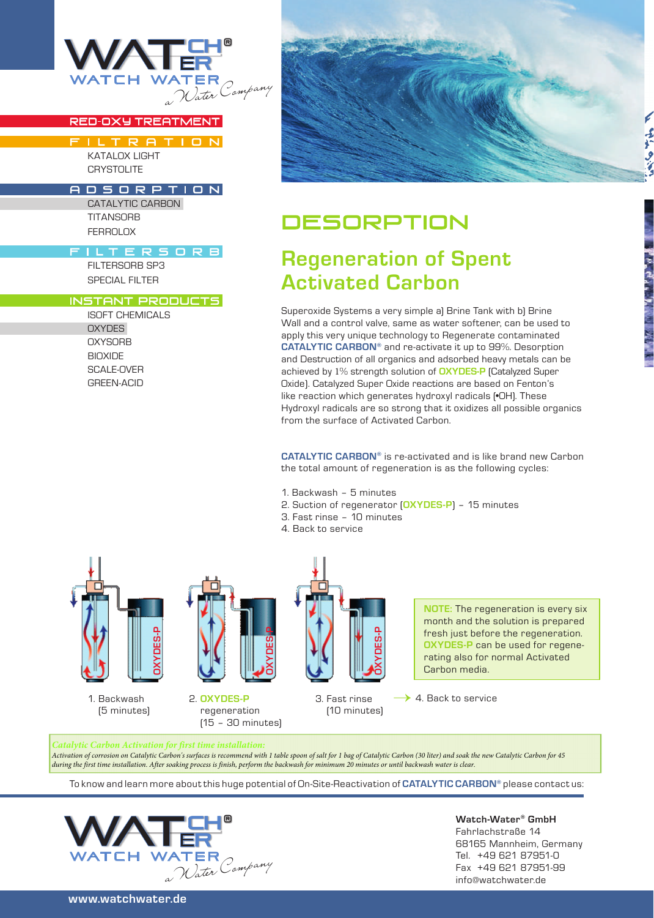WATCH WATER

WATCH WATER a Water Company

RED-OXY TREATMENT

FILTRATION

KATALOX LIGHT
CRYSTOLITE

ADSORPTION

CATALYTIC CARBON
TITANSORB
FERROLOX

FILTERSORB

FILTERSORB SP3
SPECIAL FILTER

INSTANT PRODUCTS

ISOFT CHEMICALS
OXYDES
OXYSORB
BIOXIDE
SCALE-OVER
GREEN-ACID

# DESORPTION

## Regeneration of Spent Activated Carbon

Superoxide Systems a very simple a) Brine Tank with b) Brine Wall and a control valve, same as water softener, can be used to apply this very unique technology to Regenerate contaminated **CATALYTIC CARBON**® and re-activate it up to 99%. Desorption and Destruction of all organics and adsorbed heavy metals can be achieved by 1% strength solution of **OXYDES-P** (Catalyzed Super Oxide). Catalyzed Super Oxide reactions are based on Fenton's like reaction which generates hydroxyl radicals (•OH). These Hydroxyl radicals are so strong that it oxidizes all possible organics from the surface of Activated Carbon.

**CATALYTIC CARBON**® is re-activated and is like brand new Carbon the total amount of regeneration is as the following cycles:

1. Backwash – 5 minutes
2. Suction of regenerator (**OXYDES-P**) – 15 minutes
3. Fast rinse – 10 minutes
4. Back to service

OXYDES-P

1. Backwash (5 minutes)

2. **OXYDES-P** regeneration (15 – 30 minutes)

3. Fast rinse (10 minutes)

4. Back to service

**NOTE:** The regeneration is every six month and the solution is prepared fresh just before the regeneration. **OXYDES-P** can be used for regenerating also for normal Activated Carbon media.

*Catalytic Carbon Activation for first time installation:*
*Activation of corrosion on Catalytic Carbon's surfaces is recommend with 1 table spoon of salt for 1 bag of Catalytic Carbon (30 liter) and soak the new Catalytic Carbon for 45 during the first time installation. After soaking process is finish, perform the backwash for minimum 20 minutes or until backwash water is clear.*

To know and learn more about this huge potential of On-Site-Reactivation of **CATALYTIC CARBON**® please contact us:

WATCH WATER a Water Company

**Watch-Water® GmbH**
Fahrlachstraße 14
68165 Mannheim, Germany
Tel. +49 621 87951-0
Fax +49 621 87951-99
info@watchwater.de

www.watchwater.de